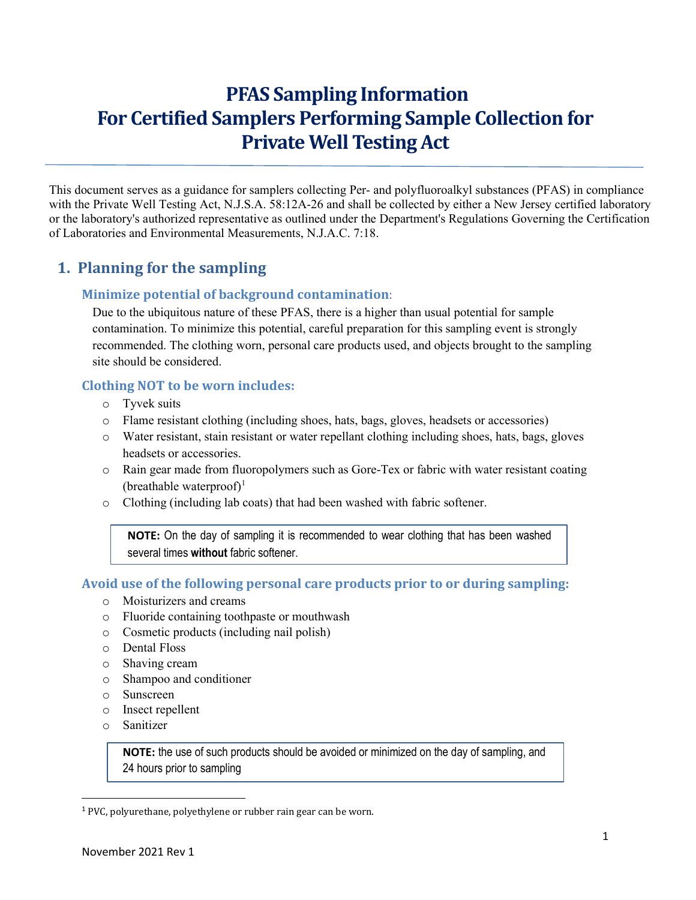# PFAS Sampling Information For Certified Samplers Performing Sample Collection for Private Well Testing Act

This document serves as a guidance for samplers collecting Per- and polyfluoroalkyl substances (PFAS) in compliance with the Private Well Testing Act, N.J.S.A. 58:12A-26 and shall be collected by either a New Jersey certified laboratory or the laboratory's authorized representative as outlined under the Department's Regulations Governing the Certification of Laboratories and Environmental Measurements, N.J.A.C. 7:18.

## 1. Planning for the sampling

### Minimize potential of background contamination:

Due to the ubiquitous nature of these PFAS, there is a higher than usual potential for sample contamination. To minimize this potential, careful preparation for this sampling event is strongly recommended. The clothing worn, personal care products used, and objects brought to the sampling site should be considered.

### Clothing NOT to be worn includes:

- Tyvek suits
- Flame resistant clothing (including shoes, hats, bags, gloves, headsets or accessories)
- Water resistant, stain resistant or water repellant clothing including shoes, hats, bags, gloves headsets or accessories.
- Rain gear made from fluoropolymers such as Gore-Tex or fabric with water resistant coating (breathable waterproof)[1]
- Clothing (including lab coats) that had been washed with fabric softener.

> **NOTE:** On the day of sampling it is recommended to wear clothing that has been washed several times **without** fabric softener.

### Avoid use of the following personal care products prior to or during sampling:

- Moisturizers and creams
- Fluoride containing toothpaste or mouthwash
- Cosmetic products (including nail polish)
- Dental Floss
- Shaving cream
- Shampoo and conditioner
- Sunscreen
- Insect repellent
- Sanitizer

> **NOTE:** the use of such products should be avoided or minimized on the day of sampling, and 24 hours prior to sampling

[1] PVC, polyurethane, polyethylene or rubber rain gear can be worn.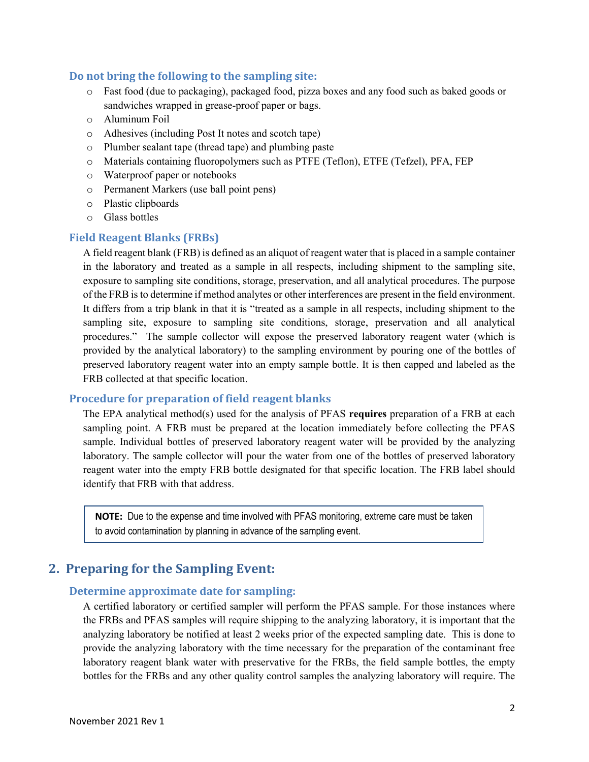### Do not bring the following to the sampling site:

- Fast food (due to packaging), packaged food, pizza boxes and any food such as baked goods or sandwiches wrapped in grease-proof paper or bags.
- Aluminum Foil
- Adhesives (including Post It notes and scotch tape)
- Plumber sealant tape (thread tape) and plumbing paste
- Materials containing fluoropolymers such as PTFE (Teflon), ETFE (Tefzel), PFA, FEP
- Waterproof paper or notebooks
- Permanent Markers (use ball point pens)
- Plastic clipboards
- Glass bottles

### Field Reagent Blanks (FRBs)

A field reagent blank (FRB) is defined as an aliquot of reagent water that is placed in a sample container in the laboratory and treated as a sample in all respects, including shipment to the sampling site, exposure to sampling site conditions, storage, preservation, and all analytical procedures. The purpose of the FRB is to determine if method analytes or other interferences are present in the field environment. It differs from a trip blank in that it is "treated as a sample in all respects, including shipment to the sampling site, exposure to sampling site conditions, storage, preservation and all analytical procedures." The sample collector will expose the preserved laboratory reagent water (which is provided by the analytical laboratory) to the sampling environment by pouring one of the bottles of preserved laboratory reagent water into an empty sample bottle. It is then capped and labeled as the FRB collected at that specific location.

### Procedure for preparation of field reagent blanks

The EPA analytical method(s) used for the analysis of PFAS **requires** preparation of a FRB at each sampling point. A FRB must be prepared at the location immediately before collecting the PFAS sample. Individual bottles of preserved laboratory reagent water will be provided by the analyzing laboratory. The sample collector will pour the water from one of the bottles of preserved laboratory reagent water into the empty FRB bottle designated for that specific location. The FRB label should identify that FRB with that address.

> **NOTE:** Due to the expense and time involved with PFAS monitoring, extreme care must be taken to avoid contamination by planning in advance of the sampling event.

## 2. Preparing for the Sampling Event:

### Determine approximate date for sampling:

A certified laboratory or certified sampler will perform the PFAS sample. For those instances where the FRBs and PFAS samples will require shipping to the analyzing laboratory, it is important that the analyzing laboratory be notified at least 2 weeks prior of the expected sampling date. This is done to provide the analyzing laboratory with the time necessary for the preparation of the contaminant free laboratory reagent blank water with preservative for the FRBs, the field sample bottles, the empty bottles for the FRBs and any other quality control samples the analyzing laboratory will require. The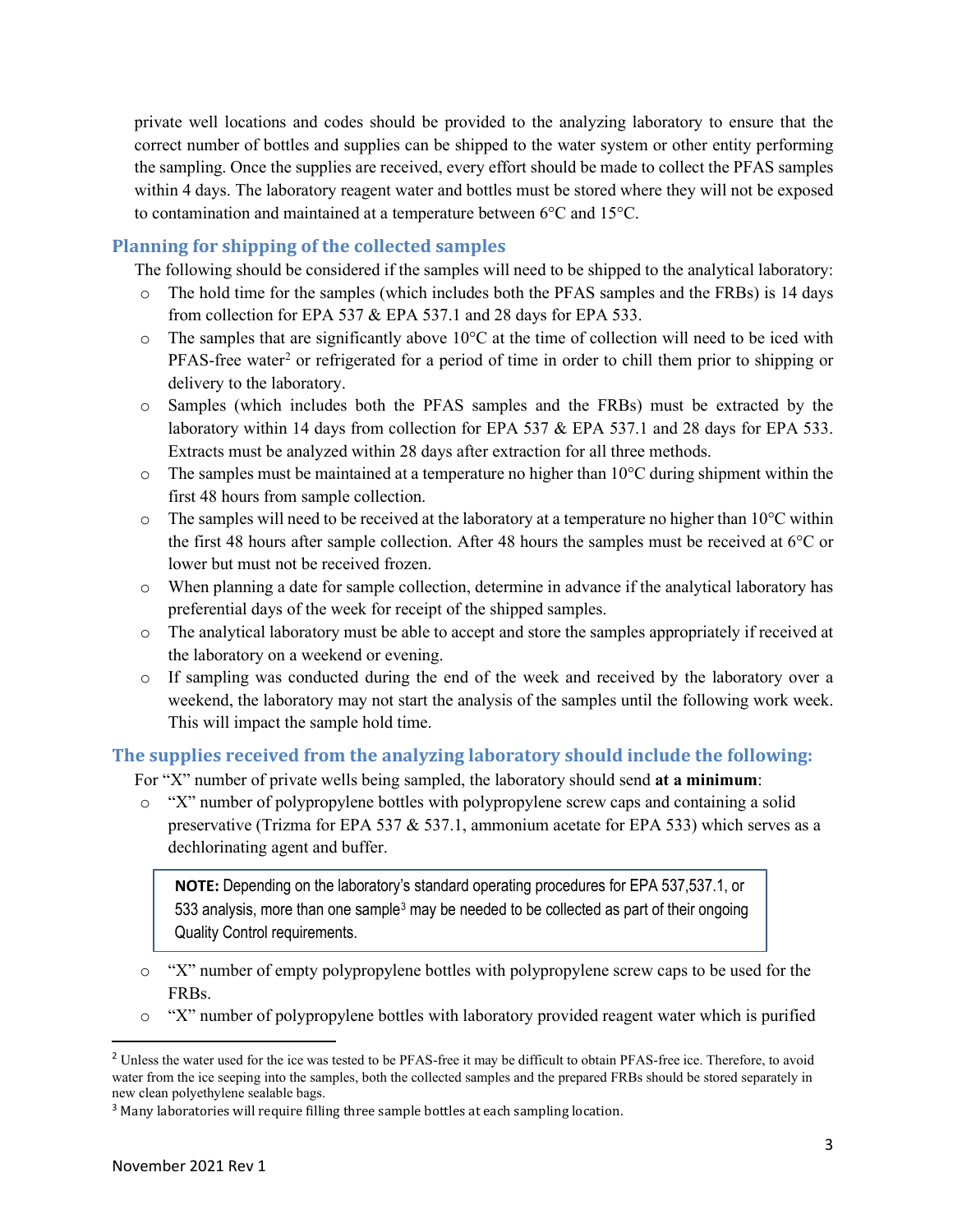private well locations and codes should be provided to the analyzing laboratory to ensure that the correct number of bottles and supplies can be shipped to the water system or other entity performing the sampling. Once the supplies are received, every effort should be made to collect the PFAS samples within 4 days. The laboratory reagent water and bottles must be stored where they will not be exposed to contamination and maintained at a temperature between 6°C and 15°C.

## Planning for shipping of the collected samples

The following should be considered if the samples will need to be shipped to the analytical laboratory:

- The hold time for the samples (which includes both the PFAS samples and the FRBs) is 14 days from collection for EPA 537 & EPA 537.1 and 28 days for EPA 533.
- The samples that are significantly above 10°C at the time of collection will need to be iced with PFAS-free water[2] or refrigerated for a period of time in order to chill them prior to shipping or delivery to the laboratory.
- Samples (which includes both the PFAS samples and the FRBs) must be extracted by the laboratory within 14 days from collection for EPA 537 & EPA 537.1 and 28 days for EPA 533. Extracts must be analyzed within 28 days after extraction for all three methods.
- The samples must be maintained at a temperature no higher than 10°C during shipment within the first 48 hours from sample collection.
- The samples will need to be received at the laboratory at a temperature no higher than 10°C within the first 48 hours after sample collection. After 48 hours the samples must be received at 6°C or lower but must not be received frozen.
- When planning a date for sample collection, determine in advance if the analytical laboratory has preferential days of the week for receipt of the shipped samples.
- The analytical laboratory must be able to accept and store the samples appropriately if received at the laboratory on a weekend or evening.
- If sampling was conducted during the end of the week and received by the laboratory over a weekend, the laboratory may not start the analysis of the samples until the following work week. This will impact the sample hold time.

## The supplies received from the analyzing laboratory should include the following:

For "X" number of private wells being sampled, the laboratory should send **at a minimum**:

- "X" number of polypropylene bottles with polypropylene screw caps and containing a solid preservative (Trizma for EPA 537 & 537.1, ammonium acetate for EPA 533) which serves as a dechlorinating agent and buffer.

> **NOTE:** Depending on the laboratory's standard operating procedures for EPA 537,537.1, or 533 analysis, more than one sample[3] may be needed to be collected as part of their ongoing Quality Control requirements.

- "X" number of empty polypropylene bottles with polypropylene screw caps to be used for the FRBs.
- "X" number of polypropylene bottles with laboratory provided reagent water which is purified

---

[2] Unless the water used for the ice was tested to be PFAS-free it may be difficult to obtain PFAS-free ice. Therefore, to avoid water from the ice seeping into the samples, both the collected samples and the prepared FRBs should be stored separately in new clean polyethylene sealable bags.

[3] Many laboratories will require filling three sample bottles at each sampling location.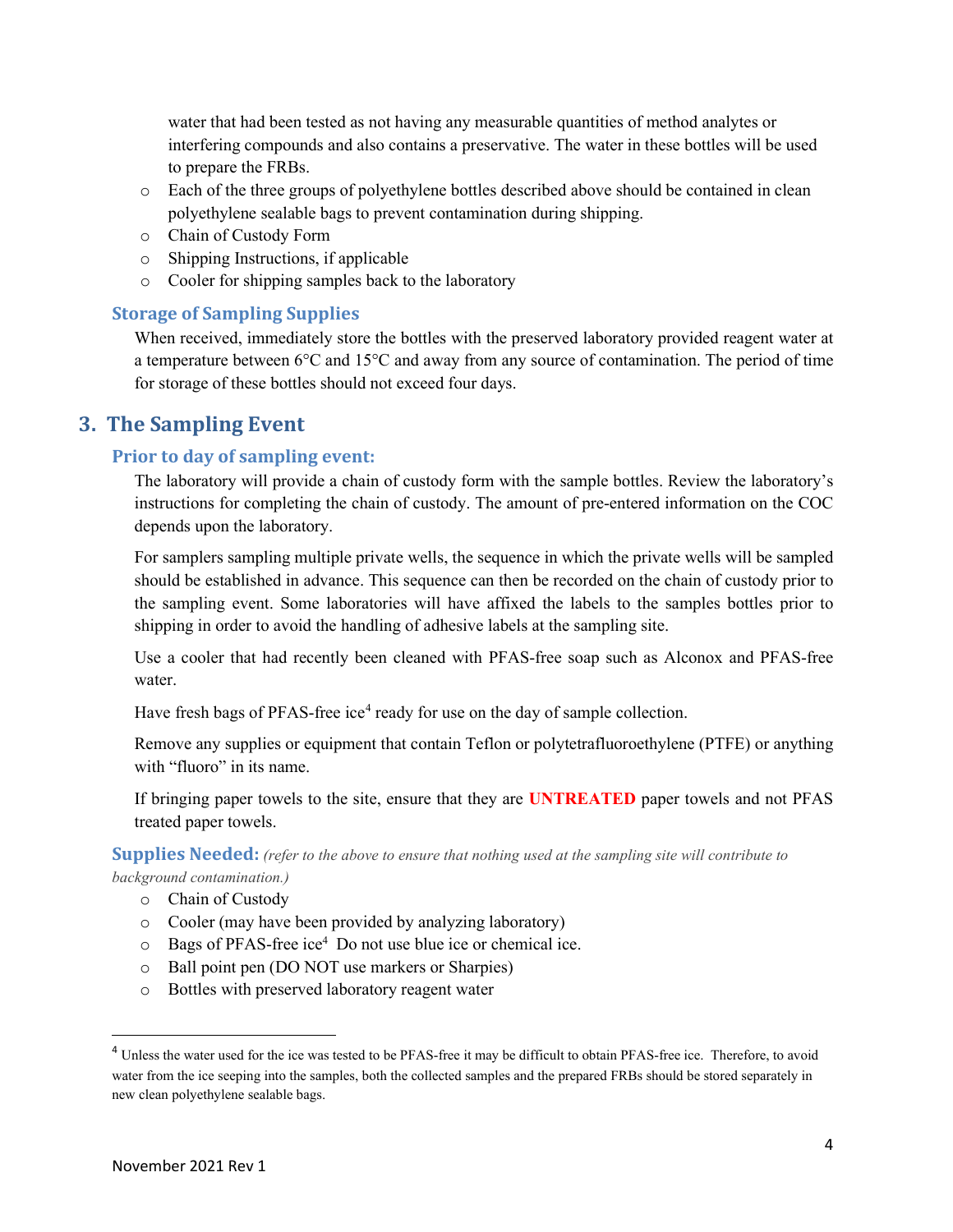water that had been tested as not having any measurable quantities of method analytes or interfering compounds and also contains a preservative. The water in these bottles will be used to prepare the FRBs.

- Each of the three groups of polyethylene bottles described above should be contained in clean polyethylene sealable bags to prevent contamination during shipping.
- Chain of Custody Form
- Shipping Instructions, if applicable
- Cooler for shipping samples back to the laboratory

### Storage of Sampling Supplies

When received, immediately store the bottles with the preserved laboratory provided reagent water at a temperature between 6°C and 15°C and away from any source of contamination. The period of time for storage of these bottles should not exceed four days.

## 3. The Sampling Event

### Prior to day of sampling event:

The laboratory will provide a chain of custody form with the sample bottles. Review the laboratory's instructions for completing the chain of custody. The amount of pre-entered information on the COC depends upon the laboratory.

For samplers sampling multiple private wells, the sequence in which the private wells will be sampled should be established in advance. This sequence can then be recorded on the chain of custody prior to the sampling event. Some laboratories will have affixed the labels to the samples bottles prior to shipping in order to avoid the handling of adhesive labels at the sampling site.

Use a cooler that had recently been cleaned with PFAS-free soap such as Alconox and PFAS-free water.

Have fresh bags of PFAS-free ice[4] ready for use on the day of sample collection.

Remove any supplies or equipment that contain Teflon or polytetrafluoroethylene (PTFE) or anything with "fluoro" in its name.

If bringing paper towels to the site, ensure that they are **UNTREATED** paper towels and not PFAS treated paper towels.

### Supplies Needed: *(refer to the above to ensure that nothing used at the sampling site will contribute to background contamination.)*

- Chain of Custody
- Cooler (may have been provided by analyzing laboratory)
- Bags of PFAS-free ice[4] Do not use blue ice or chemical ice.
- Ball point pen (DO NOT use markers or Sharpies)
- Bottles with preserved laboratory reagent water

[4] Unless the water used for the ice was tested to be PFAS-free it may be difficult to obtain PFAS-free ice. Therefore, to avoid water from the ice seeping into the samples, both the collected samples and the prepared FRBs should be stored separately in new clean polyethylene sealable bags.

November 2021 Rev 1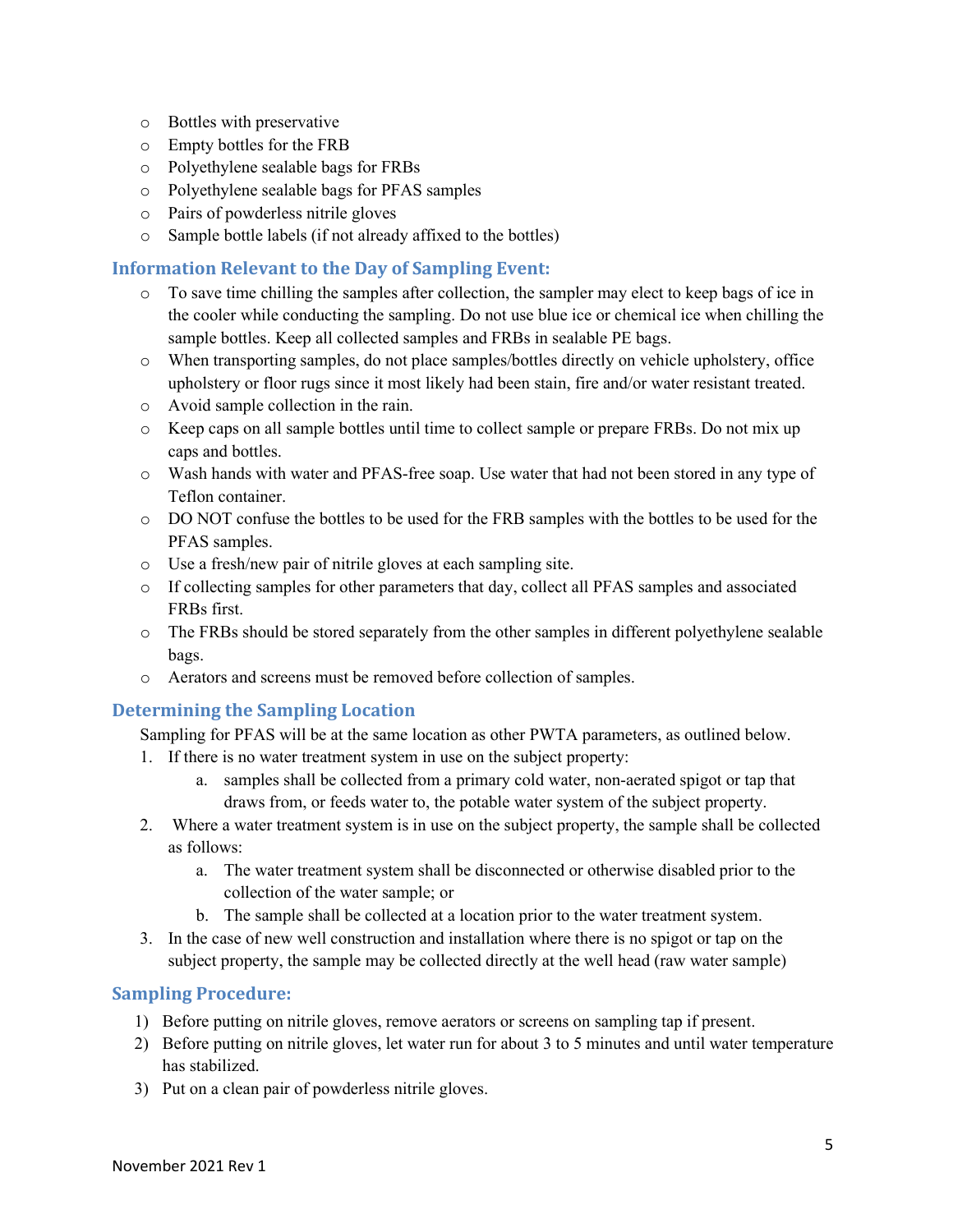- Bottles with preservative
- Empty bottles for the FRB
- Polyethylene sealable bags for FRBs
- Polyethylene sealable bags for PFAS samples
- Pairs of powderless nitrile gloves
- Sample bottle labels (if not already affixed to the bottles)

## Information Relevant to the Day of Sampling Event:

- To save time chilling the samples after collection, the sampler may elect to keep bags of ice in the cooler while conducting the sampling. Do not use blue ice or chemical ice when chilling the sample bottles. Keep all collected samples and FRBs in sealable PE bags.
- When transporting samples, do not place samples/bottles directly on vehicle upholstery, office upholstery or floor rugs since it most likely had been stain, fire and/or water resistant treated.
- Avoid sample collection in the rain.
- Keep caps on all sample bottles until time to collect sample or prepare FRBs. Do not mix up caps and bottles.
- Wash hands with water and PFAS-free soap. Use water that had not been stored in any type of Teflon container.
- DO NOT confuse the bottles to be used for the FRB samples with the bottles to be used for the PFAS samples.
- Use a fresh/new pair of nitrile gloves at each sampling site.
- If collecting samples for other parameters that day, collect all PFAS samples and associated FRBs first.
- The FRBs should be stored separately from the other samples in different polyethylene sealable bags.
- Aerators and screens must be removed before collection of samples.

## Determining the Sampling Location

Sampling for PFAS will be at the same location as other PWTA parameters, as outlined below.

1. If there is no water treatment system in use on the subject property:
    a. samples shall be collected from a primary cold water, non-aerated spigot or tap that draws from, or feeds water to, the potable water system of the subject property.
2. Where a water treatment system is in use on the subject property, the sample shall be collected as follows:
    a. The water treatment system shall be disconnected or otherwise disabled prior to the collection of the water sample; or
    b. The sample shall be collected at a location prior to the water treatment system.
3. In the case of new well construction and installation where there is no spigot or tap on the subject property, the sample may be collected directly at the well head (raw water sample)

## Sampling Procedure:

1) Before putting on nitrile gloves, remove aerators or screens on sampling tap if present.
2) Before putting on nitrile gloves, let water run for about 3 to 5 minutes and until water temperature has stabilized.
3) Put on a clean pair of powderless nitrile gloves.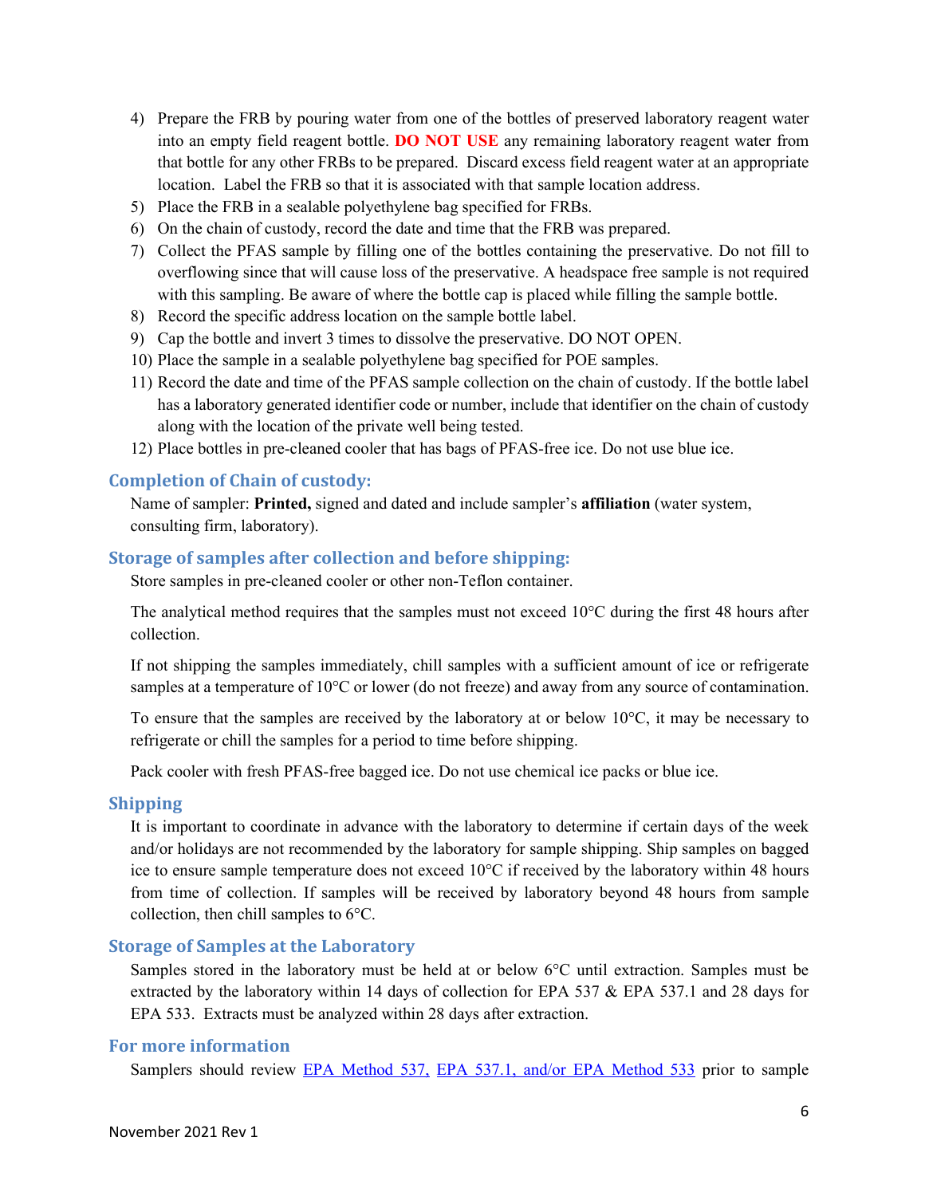4) Prepare the FRB by pouring water from one of the bottles of preserved laboratory reagent water into an empty field reagent bottle. **DO NOT USE** any remaining laboratory reagent water from that bottle for any other FRBs to be prepared. Discard excess field reagent water at an appropriate location. Label the FRB so that it is associated with that sample location address.
5) Place the FRB in a sealable polyethylene bag specified for FRBs.
6) On the chain of custody, record the date and time that the FRB was prepared.
7) Collect the PFAS sample by filling one of the bottles containing the preservative. Do not fill to overflowing since that will cause loss of the preservative. A headspace free sample is not required with this sampling. Be aware of where the bottle cap is placed while filling the sample bottle.
8) Record the specific address location on the sample bottle label.
9) Cap the bottle and invert 3 times to dissolve the preservative. DO NOT OPEN.
10) Place the sample in a sealable polyethylene bag specified for POE samples.
11) Record the date and time of the PFAS sample collection on the chain of custody. If the bottle label has a laboratory generated identifier code or number, include that identifier on the chain of custody along with the location of the private well being tested.
12) Place bottles in pre-cleaned cooler that has bags of PFAS-free ice. Do not use blue ice.

### Completion of Chain of custody:

Name of sampler: **Printed,** signed and dated and include sampler's **affiliation** (water system, consulting firm, laboratory).

### Storage of samples after collection and before shipping:

Store samples in pre-cleaned cooler or other non-Teflon container.

The analytical method requires that the samples must not exceed 10°C during the first 48 hours after collection.

If not shipping the samples immediately, chill samples with a sufficient amount of ice or refrigerate samples at a temperature of 10°C or lower (do not freeze) and away from any source of contamination.

To ensure that the samples are received by the laboratory at or below 10°C, it may be necessary to refrigerate or chill the samples for a period to time before shipping.

Pack cooler with fresh PFAS-free bagged ice. Do not use chemical ice packs or blue ice.

### Shipping

It is important to coordinate in advance with the laboratory to determine if certain days of the week and/or holidays are not recommended by the laboratory for sample shipping. Ship samples on bagged ice to ensure sample temperature does not exceed 10°C if received by the laboratory within 48 hours from time of collection. If samples will be received by laboratory beyond 48 hours from sample collection, then chill samples to 6°C.

### Storage of Samples at the Laboratory

Samples stored in the laboratory must be held at or below 6°C until extraction. Samples must be extracted by the laboratory within 14 days of collection for EPA 537 & EPA 537.1 and 28 days for EPA 533. Extracts must be analyzed within 28 days after extraction.

### For more information

Samplers should review EPA Method 537, EPA 537.1, and/or EPA Method 533 prior to sample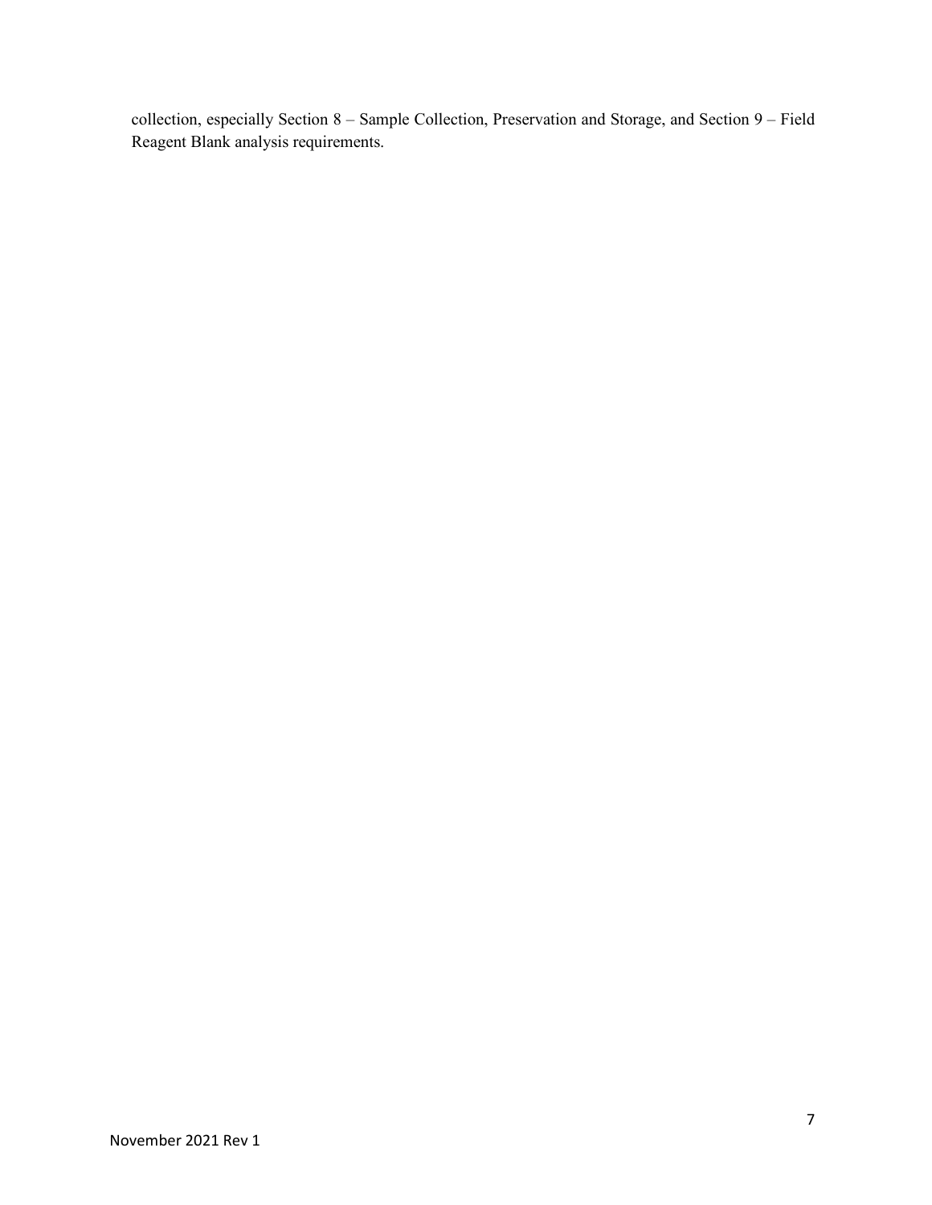collection, especially Section 8 – Sample Collection, Preservation and Storage, and Section 9 – Field Reagent Blank analysis requirements.